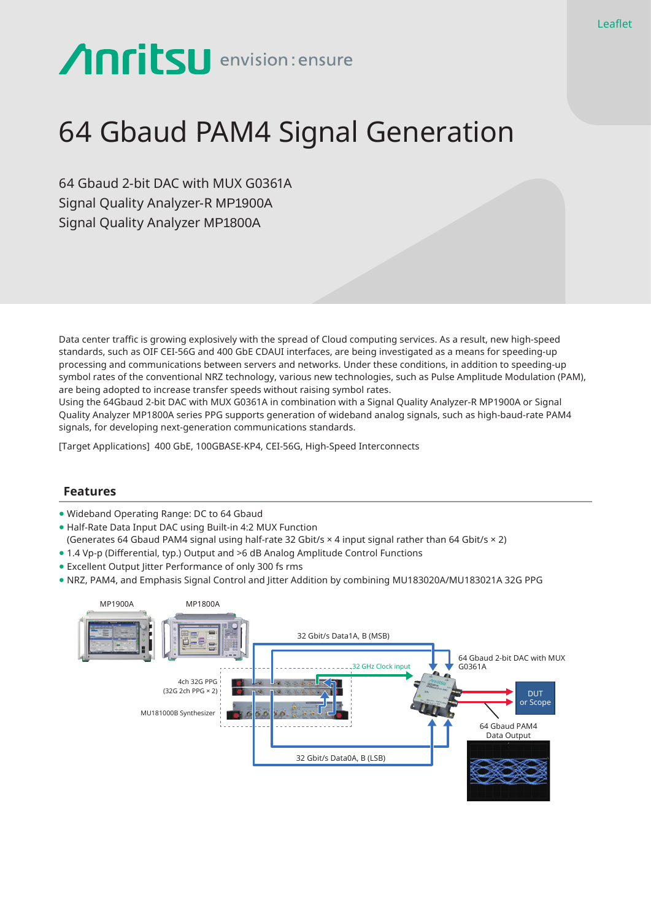Leaflet

# 64 Gbaud PAM4 Signal Generation

64 Gbaud 2-bit DAC with MUX G0361A
Signal Quality Analyzer-R MP1900A
Signal Quality Analyzer MP1800A

Data center traffic is growing explosively with the spread of Cloud computing services. As a result, new high-speed standards, such as OIF CEI-56G and 400 GbE CDAUI interfaces, are being investigated as a means for speeding-up processing and communications between servers and networks. Under these conditions, in addition to speeding-up symbol rates of the conventional NRZ technology, various new technologies, such as Pulse Amplitude Modulation (PAM), are being adopted to increase transfer speeds without raising symbol rates.
Using the 64Gbaud 2-bit DAC with MUX G0361A in combination with a Signal Quality Analyzer-R MP1900A or Signal Quality Analyzer MP1800A series PPG supports generation of wideband analog signals, such as high-baud-rate PAM4 signals, for developing next-generation communications standards.

[Target Applications] 400 GbE, 100GBASE-KP4, CEI-56G, High-Speed Interconnects

## Features

- Wideband Operating Range: DC to 64 Gbaud
- Half-Rate Data Input DAC using Built-in 4:2 MUX Function
  (Generates 64 Gbaud PAM4 signal using half-rate 32 Gbit/s × 4 input signal rather than 64 Gbit/s × 2)
- 1.4 Vp-p (Differential, typ.) Output and >6 dB Analog Amplitude Control Functions
- Excellent Output Jitter Performance of only 300 fs rms
- NRZ, PAM4, and Emphasis Signal Control and Jitter Addition by combining MU183020A/MU183021A 32G PPG

MP1900A
MP1800A
32 Gbit/s Data1A, B (MSB)
64 Gbaud 2-bit DAC with MUX G0361A
32 GHz Clock input
4ch 32G PPG (32G 2ch PPG × 2)
MU181000B Synthesizer
DUT or Scope
64 Gbaud PAM4 Data Output
32 Gbit/s Data0A, B (LSB)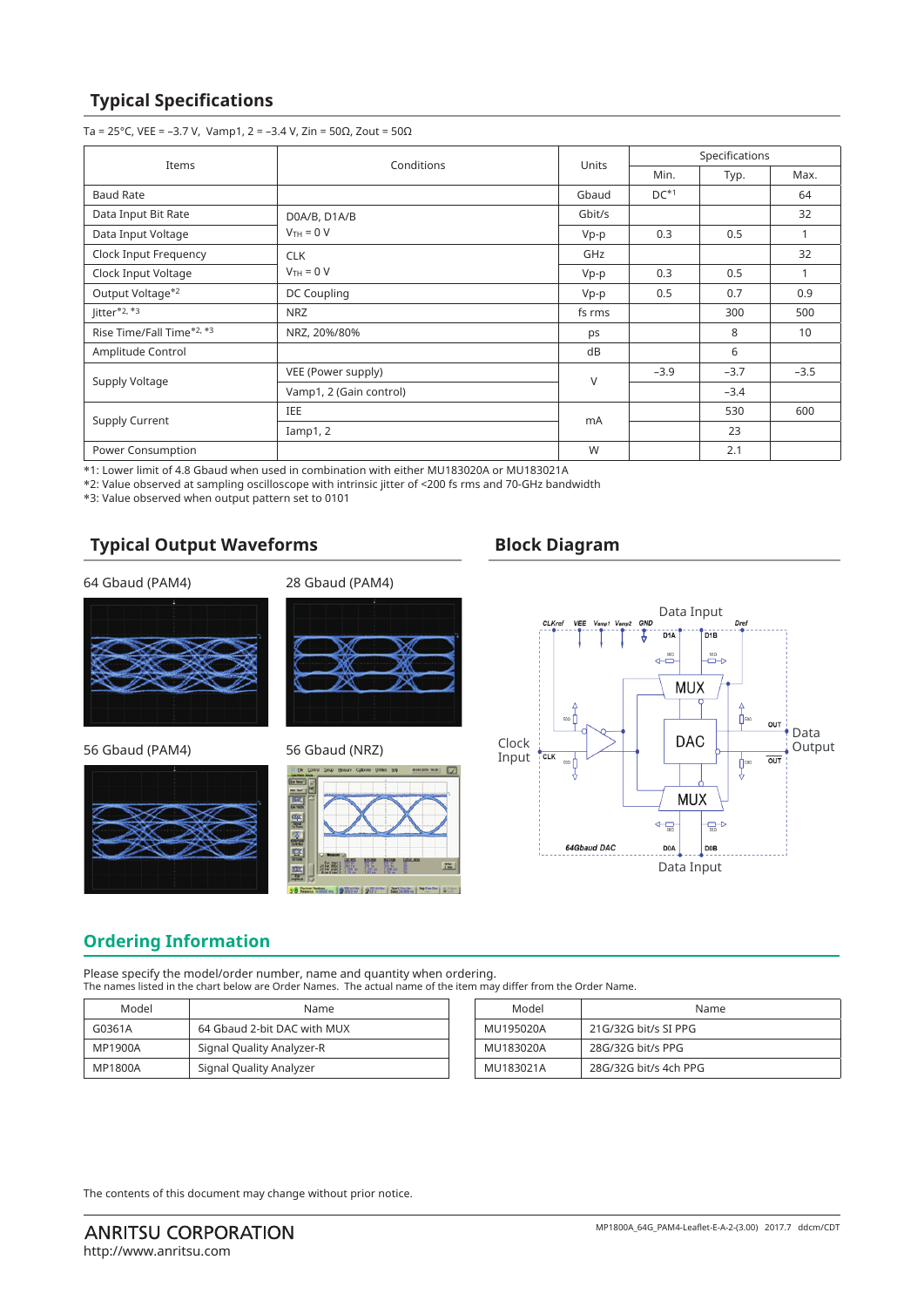## Typical Specifications

Ta = 25°C, VEE = –3.7 V, Vamp1, 2 = –3.4 V, Zin = 50Ω, Zout = 50Ω

| Items | Conditions | Units | Specifications | | |
|---|---|---|---|---|---|
| | | | Min. | Typ. | Max. |
| Baud Rate | | Gbaud | DC*1 | | 64 |
| Data Input Bit Rate | D0A/B, D1A/B $V_{TH}$ = 0 V | Gbit/s | | | 32 |
| Data Input Voltage | | Vp-p | 0.3 | 0.5 | 1 |
| Clock Input Frequency | CLK $V_{TH}$ = 0 V | GHz | | | 32 |
| Clock Input Voltage | | Vp-p | 0.3 | 0.5 | 1 |
| Output Voltage*2 | DC Coupling | Vp-p | 0.5 | 0.7 | 0.9 |
| Jitter*2, *3 | NRZ | fs rms | | 300 | 500 |
| Rise Time/Fall Time*2, *3 | NRZ, 20%/80% | ps | | 8 | 10 |
| Amplitude Control | | dB | | 6 | |
| Supply Voltage | VEE (Power supply) | V | –3.9 | –3.7 | –3.5 |
| | Vamp1, 2 (Gain control) | | | –3.4 | |
| Supply Current | IEE | mA | | 530 | 600 |
| | Iamp1, 2 | | | 23 | |
| Power Consumption | | W | | 2.1 | |

*1: Lower limit of 4.8 Gbaud when used in combination with either MU183020A or MU183021A
*2: Value observed at sampling oscilloscope with intrinsic jitter of <200 fs rms and 70-GHz bandwidth
*3: Value observed when output pattern set to 0101

## Typical Output Waveforms

64 Gbaud (PAM4)

28 Gbaud (PAM4)

56 Gbaud (PAM4)

56 Gbaud (NRZ)

## Block Diagram

Data Input

CLKref VEE Vamp1 Vamp2 GND Dref

D1A D1B

MUX

Clock Input

CLK

DAC

OUT

Data Output

MUX

64Gbaud DAC

D0A D0B

Data Input

## Ordering Information

Please specify the model/order number, name and quantity when ordering.
The names listed in the chart below are Order Names. The actual name of the item may differ from the Order Name.

| Model | Name |
|---|---|
| G0361A | 64 Gbaud 2-bit DAC with MUX |
| MP1900A | Signal Quality Analyzer-R |
| MP1800A | Signal Quality Analyzer |

| Model | Name |
|---|---|
| MU195020A | 21G/32G bit/s SI PPG |
| MU183020A | 28G/32G bit/s PPG |
| MU183021A | 28G/32G bit/s 4ch PPG |

The contents of this document may change without prior notice.

ANRITSU CORPORATION
http://www.anritsu.com

MP1800A_64G_PAM4-Leaflet-E-A-2-(3.00) 2017.7 ddcm/CDT